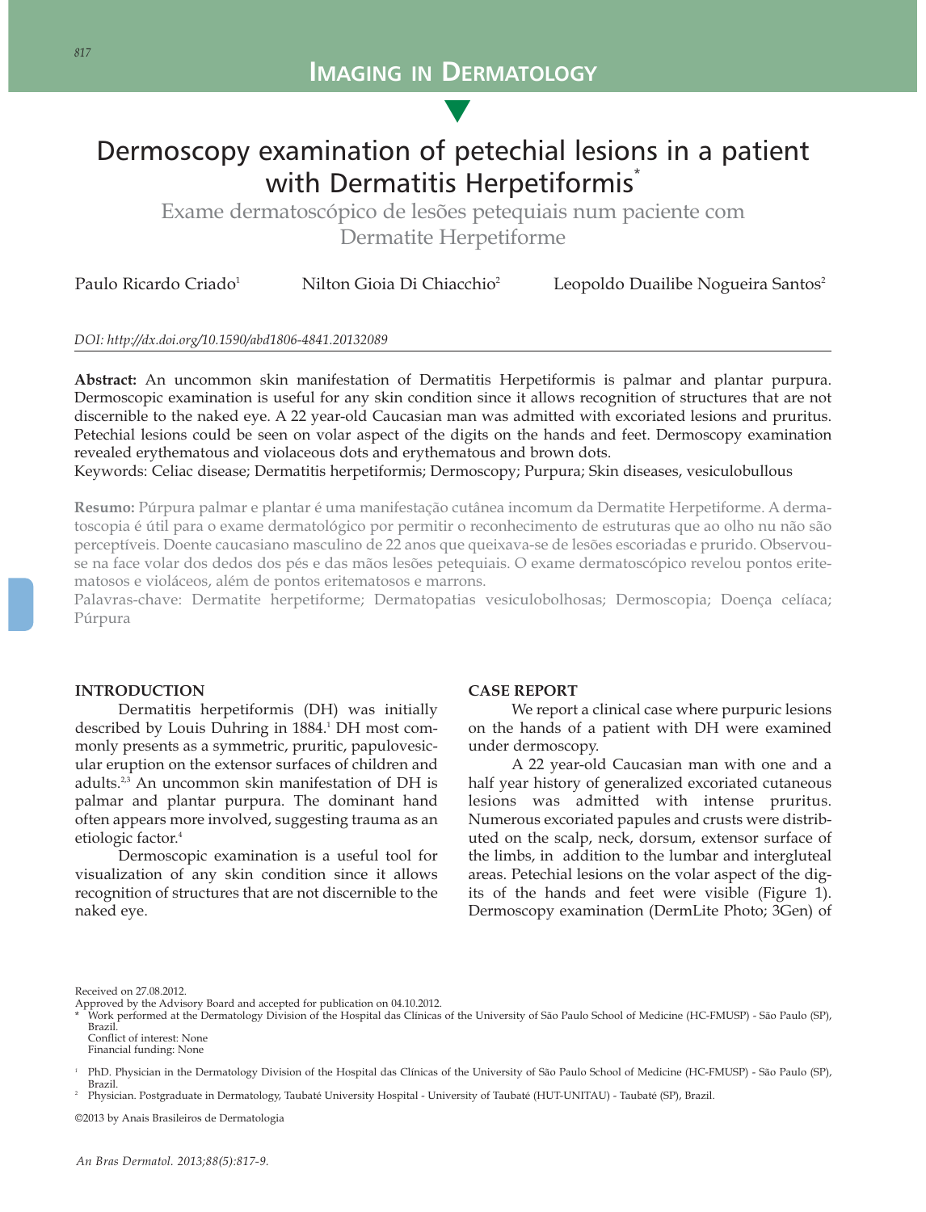# Imaging in Dermatology

# Dermoscopy examination of petechial lesions in a patient with Dermatitis Herpetiformis*

Exame dermatoscópico de lesões petequiais num paciente com Dermatite Herpetiforme

Paulo Ricardo Criado[1] Nilton Gioia Di Chiacchio[2] Leopoldo Duailibe Nogueira Santos[2]

*DOI: http://dx.doi.org/10.1590/abd1806-4841.20132089*

**Abstract:** An uncommon skin manifestation of Dermatitis Herpetiformis is palmar and plantar purpura. Dermoscopic examination is useful for any skin condition since it allows recognition of structures that are not discernible to the naked eye. A 22 year-old Caucasian man was admitted with excoriated lesions and pruritus. Petechial lesions could be seen on volar aspect of the digits on the hands and feet. Dermoscopy examination revealed erythematous and violaceous dots and erythematous and brown dots.

Keywords: Celiac disease; Dermatitis herpetiformis; Dermoscopy; Purpura; Skin diseases, vesiculobullous

**Resumo:** Púrpura palmar e plantar é uma manifestação cutânea incomum da Dermatite Herpetiforme. A dermatoscopia é útil para o exame dermatológico por permitir o reconhecimento de estruturas que ao olho nu não são perceptíveis. Doente caucasiano masculino de 22 anos que queixava-se de lesões escoriadas e prurido. Observou-se na face volar dos dedos dos pés e das mãos lesões petequiais. O exame dermatoscópico revelou pontos eritematosos e violáceos, além de pontos eritematosos e marrons.

Palavras-chave: Dermatite herpetiforme; Dermatopatias vesiculobolhosas; Dermoscopia; Doença celíaca; Púrpura

## INTRODUCTION

Dermatitis herpetiformis (DH) was initially described by Louis Duhring in 1884.[1] DH most commonly presents as a symmetric, pruritic, papulovesicular eruption on the extensor surfaces of children and adults.[2,3] An uncommon skin manifestation of DH is palmar and plantar purpura. The dominant hand often appears more involved, suggesting trauma as an etiologic factor.[4]

Dermoscopic examination is a useful tool for visualization of any skin condition since it allows recognition of structures that are not discernible to the naked eye.

## CASE REPORT

We report a clinical case where purpuric lesions on the hands of a patient with DH were examined under dermoscopy.

A 22 year-old Caucasian man with one and a half year history of generalized excoriated cutaneous lesions was admitted with intense pruritus. Numerous excoriated papules and crusts were distributed on the scalp, neck, dorsum, extensor surface of the limbs, in addition to the lumbar and intergluteal areas. Petechial lesions on the volar aspect of the digits of the hands and feet were visible (Figure 1). Dermoscopy examination (DermLite Photo; 3Gen) of

Received on 27.08.2012.

Approved by the Advisory Board and accepted for publication on 04.10.2012.

\* Work performed at the Dermatology Division of the Hospital das Clínicas of the University of São Paulo School of Medicine (HC-FMUSP) - São Paulo (SP), Brazil.

Conflict of interest: None

Financial funding: None

[1] PhD. Physician in the Dermatology Division of the Hospital das Clínicas of the University of São Paulo School of Medicine (HC-FMUSP) - São Paulo (SP), Brazil.

[2] Physician. Postgraduate in Dermatology, Taubaté University Hospital - University of Taubaté (HUT-UNITAU) - Taubaté (SP), Brazil.

©2013 by Anais Brasileiros de Dermatologia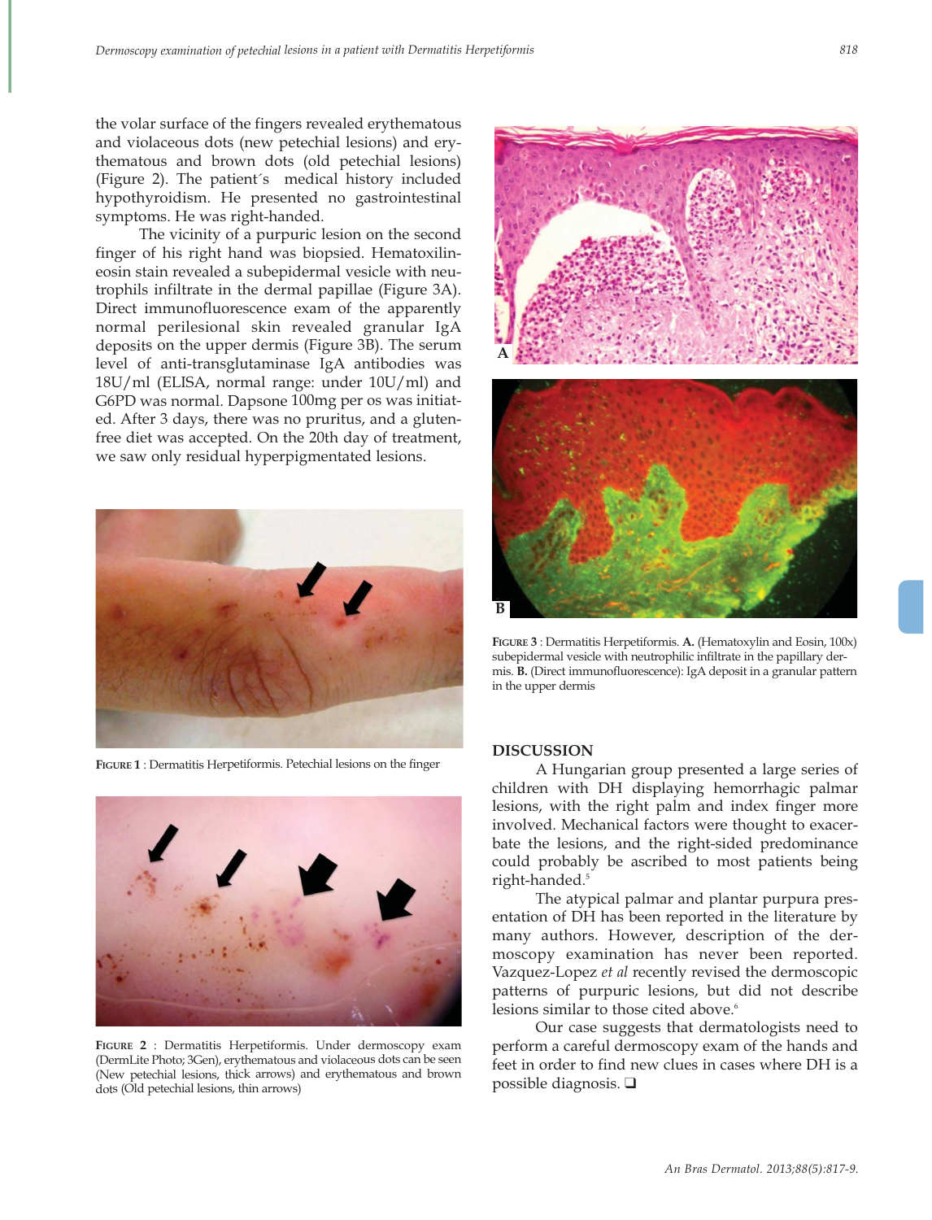the volar surface of the fingers revealed erythematous and violaceous dots (new petechial lesions) and erythematous and brown dots (old petechial lesions) (Figure 2). The patient´s medical history included hypothyroidism. He presented no gastrointestinal symptoms. He was right-handed.

The vicinity of a purpuric lesion on the second finger of his right hand was biopsied. Hematoxilin-eosin stain revealed a subepidermal vesicle with neutrophils infiltrate in the dermal papillae (Figure 3A). Direct immunofluorescence exam of the apparently normal perilesional skin revealed granular IgA deposits on the upper dermis (Figure 3B). The serum level of anti-transglutaminase IgA antibodies was 18U/ml (ELISA, normal range: under 10U/ml) and G6PD was normal. Dapsone 100mg per os was initiated. After 3 days, there was no pruritus, and a gluten-free diet was accepted. On the 20th day of treatment, we saw only residual hyperpigmentated lesions.

**Figure 1** : Dermatitis Herpetiformis. Petechial lesions on the finger

**Figure 2** : Dermatitis Herpetiformis. Under dermoscopy exam (DermLite Photo; 3Gen), erythematous and violaceous dots can be seen (New petechial lesions, thick arrows) and erythematous and brown dots (Old petechial lesions, thin arrows)

**Figure 3** : Dermatitis Herpetiformis. **A.** (Hematoxylin and Eosin, 100x) subepidermal vesicle with neutrophilic infiltrate in the papillary dermis. **B.** (Direct immunofluorescence): IgA deposit in a granular pattern in the upper dermis

## DISCUSSION

A Hungarian group presented a large series of children with DH displaying hemorrhagic palmar lesions, with the right palm and index finger more involved. Mechanical factors were thought to exacerbate the lesions, and the right-sided predominance could probably be ascribed to most patients being right-handed.[5]

The atypical palmar and plantar purpura presentation of DH has been reported in the literature by many authors. However, description of the dermoscopy examination has never been reported. Vazquez-Lopez *et al* recently revised the dermoscopic patterns of purpuric lesions, but did not describe lesions similar to those cited above.[6]

Our case suggests that dermatologists need to perform a careful dermoscopy exam of the hands and feet in order to find new clues in cases where DH is a possible diagnosis. ❑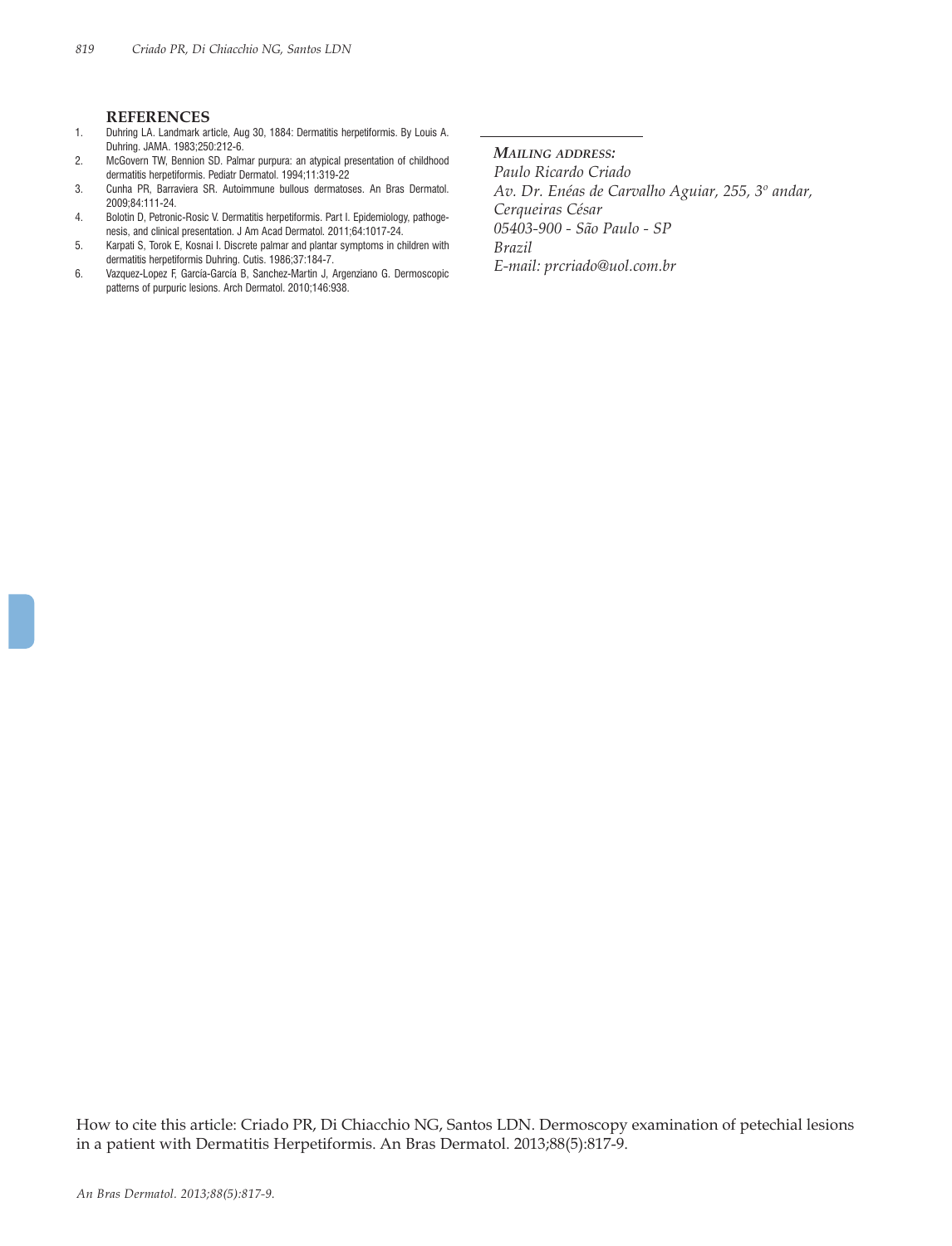## REFERENCES

1. Duhring LA. Landmark article, Aug 30, 1884: Dermatitis herpetiformis. By Louis A. Duhring. JAMA. 1983;250:212-6.
2. McGovern TW, Bennion SD. Palmar purpura: an atypical presentation of childhood dermatitis herpetiformis. Pediatr Dermatol. 1994;11:319-22
3. Cunha PR, Barraviera SR. Autoimmune bullous dermatoses. An Bras Dermatol. 2009;84:111-24.
4. Bolotin D, Petronic-Rosic V. Dermatitis herpetiformis. Part I. Epidemiology, pathogenesis, and clinical presentation. J Am Acad Dermatol. 2011;64:1017-24.
5. Karpati S, Torok E, Kosnai I. Discrete palmar and plantar symptoms in children with dermatitis herpetiformis Duhring. Cutis. 1986;37:184-7.
6. Vazquez-Lopez F, Garcia-Garcia B, Sanchez-Martin J, Argenziano G. Dermoscopic patterns of purpuric lesions. Arch Dermatol. 2010;146:938.

***MAILING ADDRESS:***
*Paulo Ricardo Criado*
*Av. Dr. Enéas de Carvalho Aguiar, 255, 3º andar,*
*Cerqueiras César*
*05403-900 - São Paulo - SP*
*Brazil*
*E-mail: prcriado@uol.com.br*

How to cite this article: Criado PR, Di Chiacchio NG, Santos LDN. Dermoscopy examination of petechial lesions in a patient with Dermatitis Herpetiformis. An Bras Dermatol. 2013;88(5):817-9.